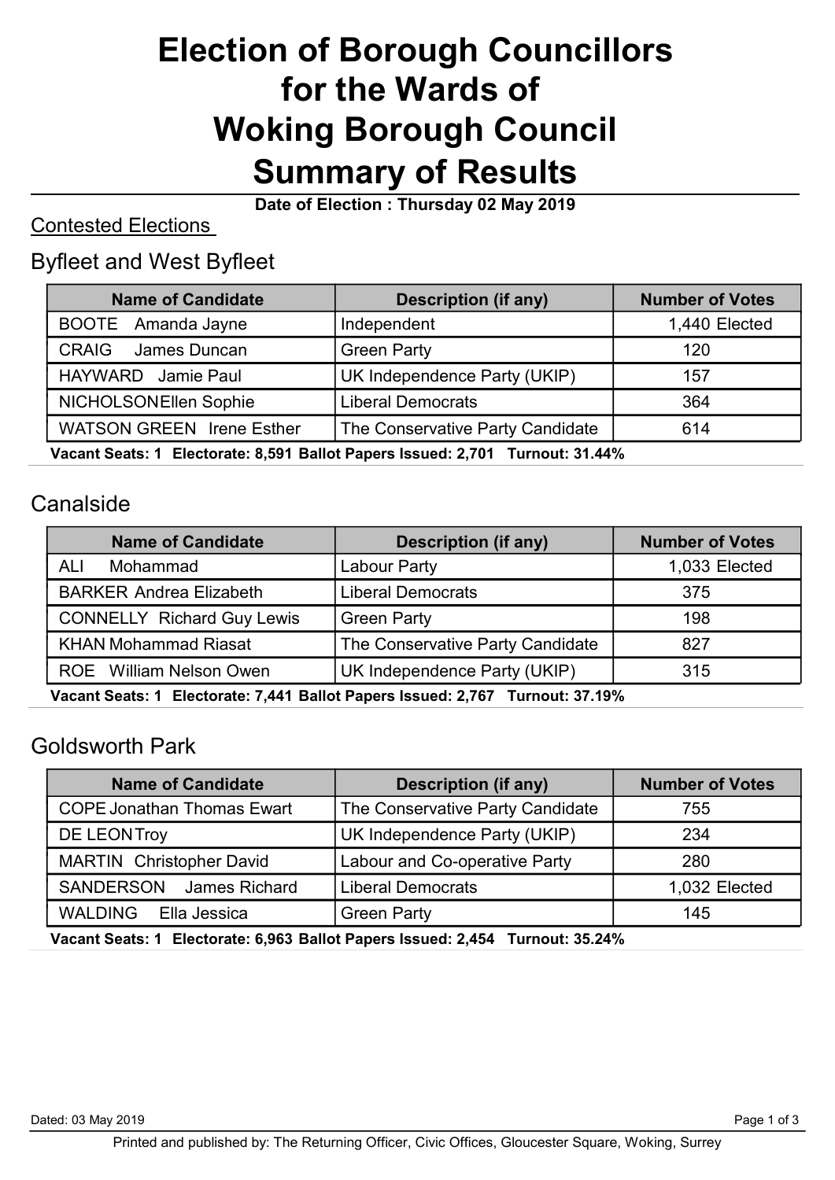# Election of Borough Councillors for the Wards of Woking Borough Council Summary of Results

**Date of Election : Thursday 02 May 2019**

## Contested Elections

### Byfleet and West Byfleet

| Name of Candidate | Description (if any) | Number of Votes |
|---|---|---|
| BOOTE Amanda Jayne | Independent | 1,440 Elected |
| CRAIG James Duncan | Green Party | 120 |
| HAYWARD Jamie Paul | UK Independence Party (UKIP) | 157 |
| NICHOLSON Ellen Sophie | Liberal Democrats | 364 |
| WATSON GREEN Irene Esther | The Conservative Party Candidate | 614 |

**Vacant Seats: 1 Electorate: 8,591 Ballot Papers Issued: 2,701 Turnout: 31.44%**

### Canalside

| Name of Candidate | Description (if any) | Number of Votes |
|---|---|---|
| ALI Mohammad | Labour Party | 1,033 Elected |
| BARKER Andrea Elizabeth | Liberal Democrats | 375 |
| CONNELLY Richard Guy Lewis | Green Party | 198 |
| KHAN Mohammad Riasat | The Conservative Party Candidate | 827 |
| ROE William Nelson Owen | UK Independence Party (UKIP) | 315 |

**Vacant Seats: 1 Electorate: 7,441 Ballot Papers Issued: 2,767 Turnout: 37.19%**

### Goldsworth Park

| Name of Candidate | Description (if any) | Number of Votes |
|---|---|---|
| COPE Jonathan Thomas Ewart | The Conservative Party Candidate | 755 |
| DE LEON Troy | UK Independence Party (UKIP) | 234 |
| MARTIN Christopher David | Labour and Co-operative Party | 280 |
| SANDERSON James Richard | Liberal Democrats | 1,032 Elected |
| WALDING Ella Jessica | Green Party | 145 |

**Vacant Seats: 1 Electorate: 6,963 Ballot Papers Issued: 2,454 Turnout: 35.24%**

Dated: 03 May 2019

Printed and published by: The Returning Officer, Civic Offices, Gloucester Square, Woking, Surrey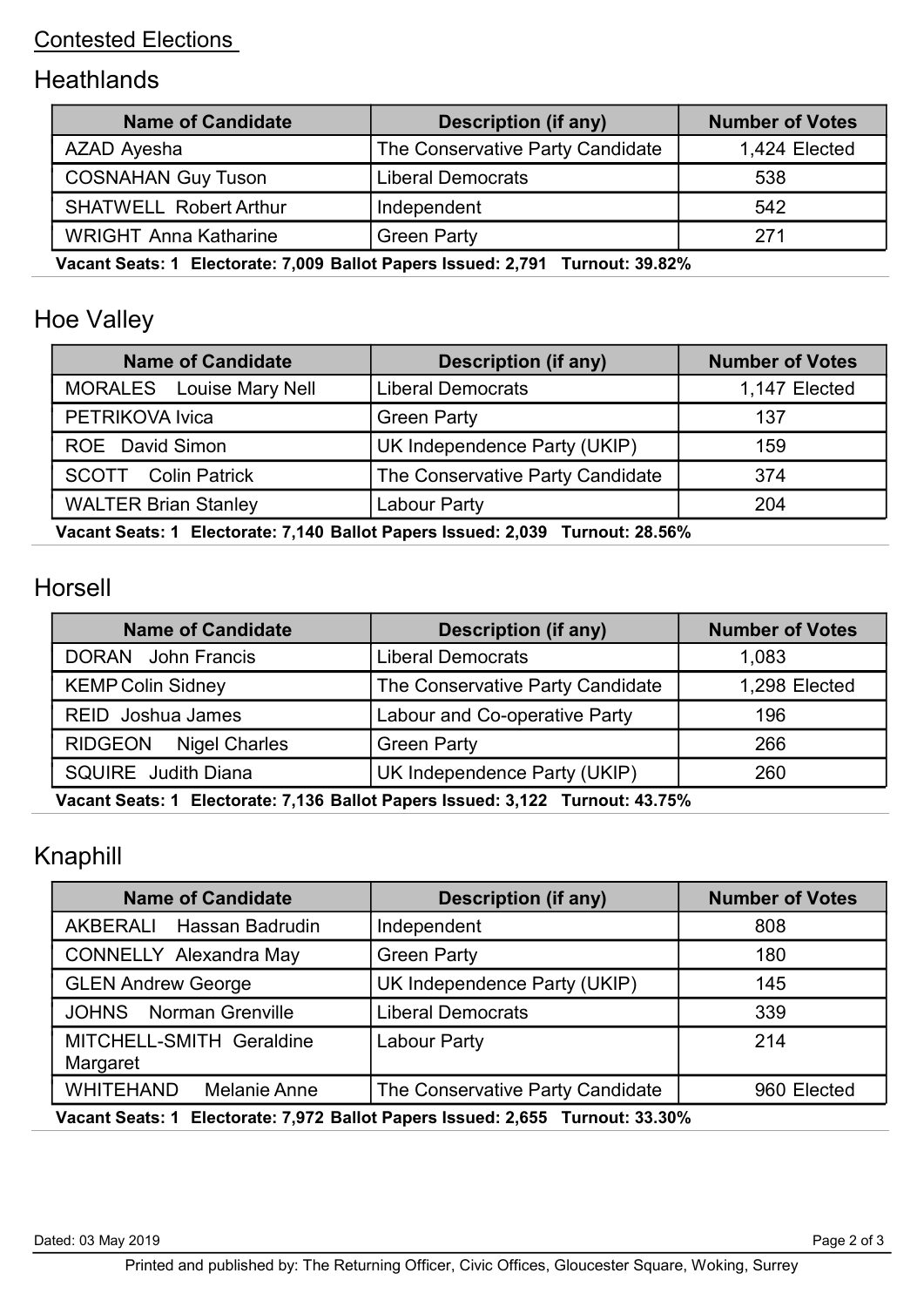Contested Elections

## Heathlands

| Name of Candidate | Description (if any) | Number of Votes |
|---|---|---|
| AZAD Ayesha | The Conservative Party Candidate | 1,424 Elected |
| COSNAHAN Guy Tuson | Liberal Democrats | 538 |
| SHATWELL Robert Arthur | Independent | 542 |
| WRIGHT Anna Katharine | Green Party | 271 |

**Vacant Seats: 1 Electorate: 7,009 Ballot Papers Issued: 2,791 Turnout: 39.82%**

## Hoe Valley

| Name of Candidate | Description (if any) | Number of Votes |
|---|---|---|
| MORALES Louise Mary Nell | Liberal Democrats | 1,147 Elected |
| PETRIKOVA Ivica | Green Party | 137 |
| ROE David Simon | UK Independence Party (UKIP) | 159 |
| SCOTT Colin Patrick | The Conservative Party Candidate | 374 |
| WALTER Brian Stanley | Labour Party | 204 |

**Vacant Seats: 1 Electorate: 7,140 Ballot Papers Issued: 2,039 Turnout: 28.56%**

## Horsell

| Name of Candidate | Description (if any) | Number of Votes |
|---|---|---|
| DORAN John Francis | Liberal Democrats | 1,083 |
| KEMP Colin Sidney | The Conservative Party Candidate | 1,298 Elected |
| REID Joshua James | Labour and Co-operative Party | 196 |
| RIDGEON Nigel Charles | Green Party | 266 |
| SQUIRE Judith Diana | UK Independence Party (UKIP) | 260 |

**Vacant Seats: 1 Electorate: 7,136 Ballot Papers Issued: 3,122 Turnout: 43.75%**

## Knaphill

| Name of Candidate | Description (if any) | Number of Votes |
|---|---|---|
| AKBERALI Hassan Badrudin | Independent | 808 |
| CONNELLY Alexandra May | Green Party | 180 |
| GLEN Andrew George | UK Independence Party (UKIP) | 145 |
| JOHNS Norman Grenville | Liberal Democrats | 339 |
| MITCHELL-SMITH Geraldine Margaret | Labour Party | 214 |
| WHITEHAND Melanie Anne | The Conservative Party Candidate | 960 Elected |

**Vacant Seats: 1 Electorate: 7,972 Ballot Papers Issued: 2,655 Turnout: 33.30%**

Dated: 03 May 2019

Printed and published by: The Returning Officer, Civic Offices, Gloucester Square, Woking, Surrey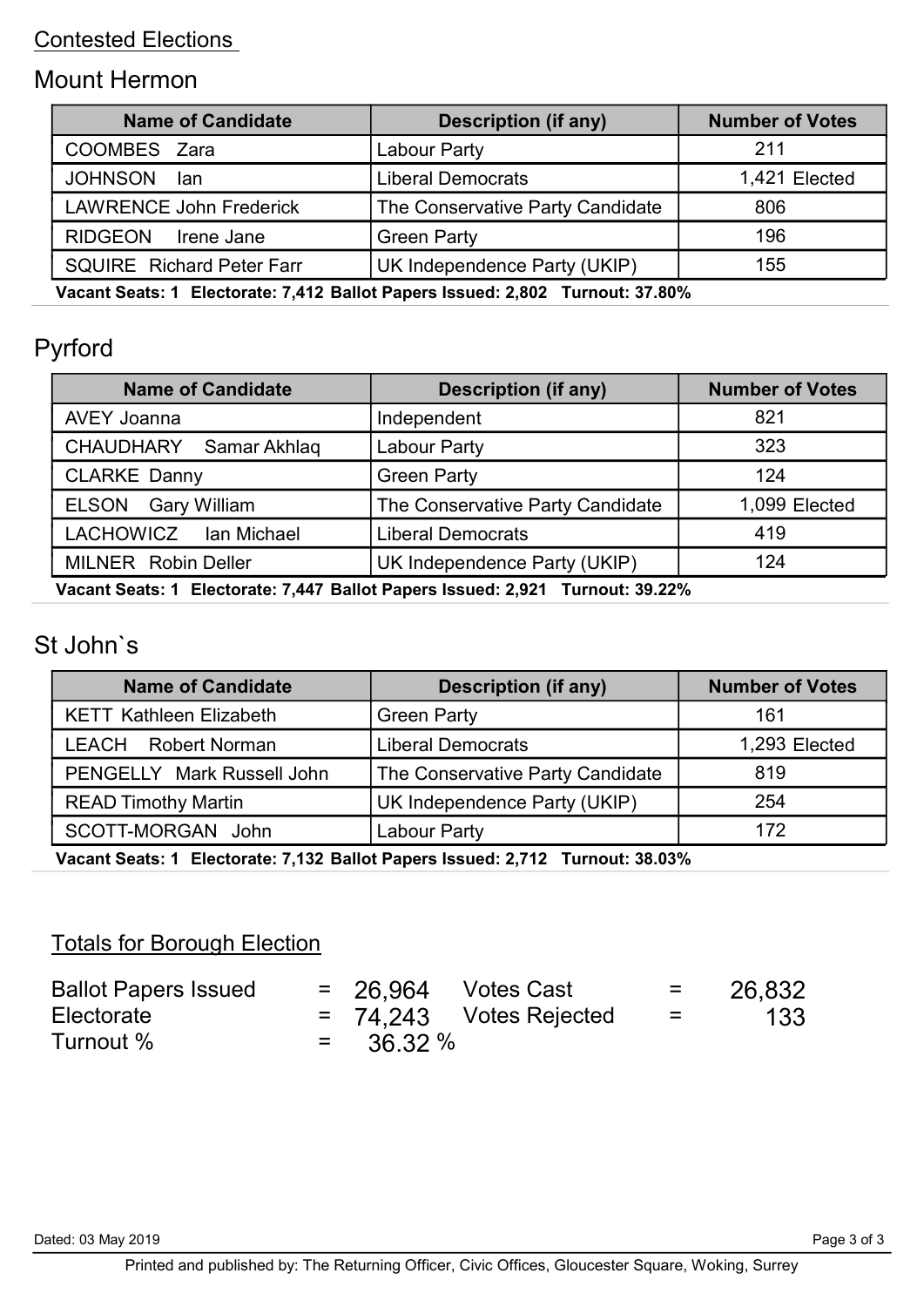Contested Elections

## Mount Hermon

| Name of Candidate | Description (if any) | Number of Votes |
|---|---|---|
| COOMBES Zara | Labour Party | 211 |
| JOHNSON Ian | Liberal Democrats | 1,421 Elected |
| LAWRENCE John Frederick | The Conservative Party Candidate | 806 |
| RIDGEON Irene Jane | Green Party | 196 |
| SQUIRE Richard Peter Farr | UK Independence Party (UKIP) | 155 |

**Vacant Seats: 1 Electorate: 7,412 Ballot Papers Issued: 2,802 Turnout: 37.80%**

## Pyrford

| Name of Candidate | Description (if any) | Number of Votes |
|---|---|---|
| AVEY Joanna | Independent | 821 |
| CHAUDHARY Samar Akhlaq | Labour Party | 323 |
| CLARKE Danny | Green Party | 124 |
| ELSON Gary William | The Conservative Party Candidate | 1,099 Elected |
| LACHOWICZ Ian Michael | Liberal Democrats | 419 |
| MILNER Robin Deller | UK Independence Party (UKIP) | 124 |

**Vacant Seats: 1 Electorate: 7,447 Ballot Papers Issued: 2,921 Turnout: 39.22%**

## St John`s

| Name of Candidate | Description (if any) | Number of Votes |
|---|---|---|
| KETT Kathleen Elizabeth | Green Party | 161 |
| LEACH Robert Norman | Liberal Democrats | 1,293 Elected |
| PENGELLY Mark Russell John | The Conservative Party Candidate | 819 |
| READ Timothy Martin | UK Independence Party (UKIP) | 254 |
| SCOTT-MORGAN John | Labour Party | 172 |

**Vacant Seats: 1 Electorate: 7,132 Ballot Papers Issued: 2,712 Turnout: 38.03%**

## Totals for Borough Election

| | | | | | |
|---|---|---|---|---|---|
| Ballot Papers Issued | = | 26,964 | Votes Cast | = | 26,832 |
| Electorate | = | 74,243 | Votes Rejected | = | 133 |
| Turnout % | = | 36.32 % | | | |

Dated: 03 May 2019

Printed and published by: The Returning Officer, Civic Offices, Gloucester Square, Woking, Surrey